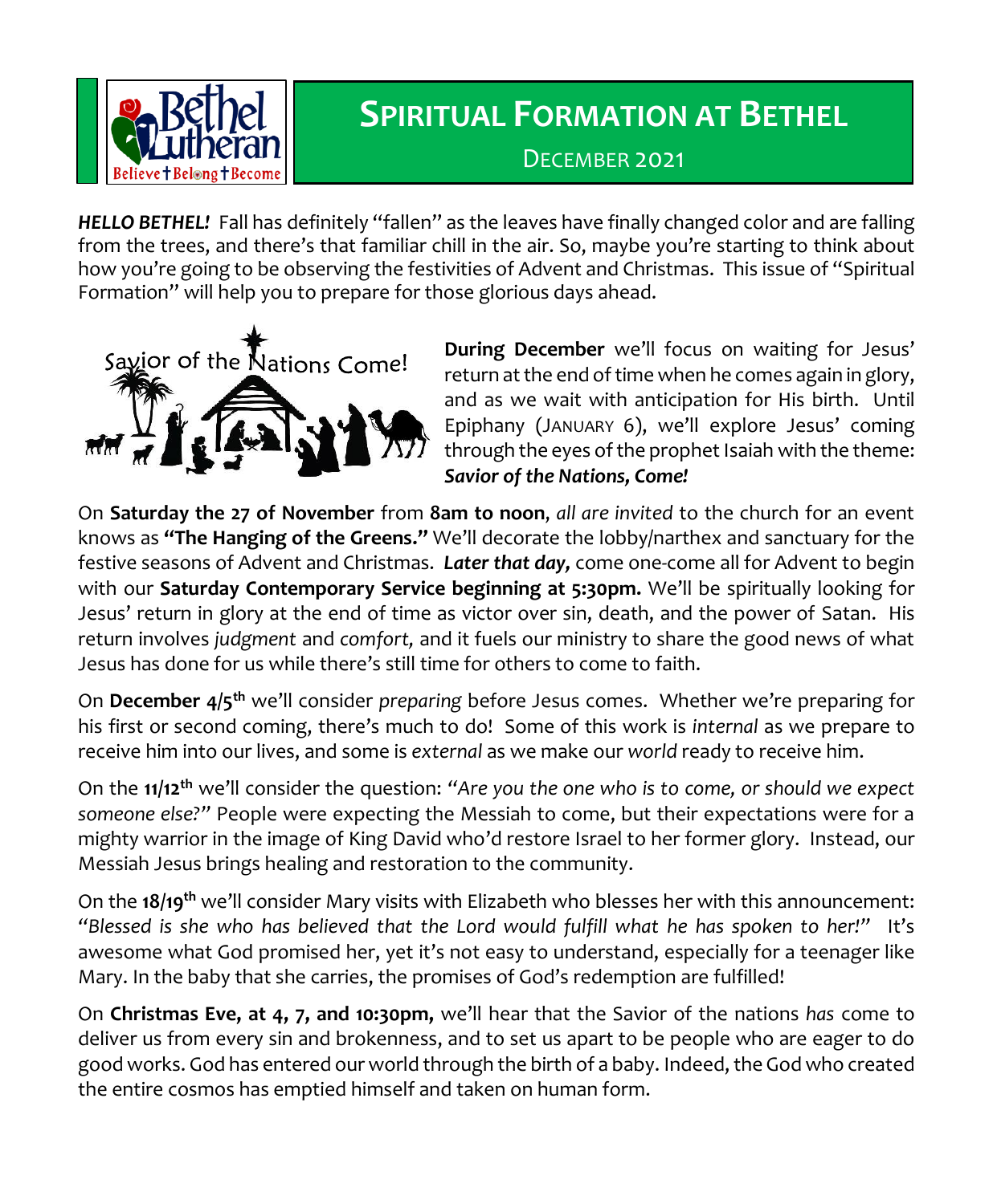# SPIRITUAL FORMATION AT BETHEL

DECEMBER 2021

***HELLO BETHEL!*** Fall has definitely "fallen" as the leaves have finally changed color and are falling from the trees, and there's that familiar chill in the air. So, maybe you're starting to think about how you're going to be observing the festivities of Advent and Christmas. This issue of "Spiritual Formation" will help you to prepare for those glorious days ahead.

**During December** we'll focus on waiting for Jesus' return at the end of time when he comes again in glory, and as we wait with anticipation for His birth. Until Epiphany (JANUARY 6), we'll explore Jesus' coming through the eyes of the prophet Isaiah with the theme: ***Savior of the Nations, Come!***

On **Saturday the 27 of November** from **8am to noon**, *all are invited* to the church for an event knows as **"The Hanging of the Greens."** We'll decorate the lobby/narthex and sanctuary for the festive seasons of Advent and Christmas. ***Later that day,*** come one-come all for Advent to begin with our **Saturday Contemporary Service beginning at 5:30pm.** We'll be spiritually looking for Jesus' return in glory at the end of time as victor over sin, death, and the power of Satan. His return involves *judgment* and *comfort,* and it fuels our ministry to share the good news of what Jesus has done for us while there's still time for others to come to faith.

On **December 4/5th** we'll consider *preparing* before Jesus comes. Whether we're preparing for his first or second coming, there's much to do! Some of this work is *internal* as we prepare to receive him into our lives, and some is *external* as we make our *world* ready to receive him.

On the **11/12th** we'll consider the question: *"Are you the one who is to come, or should we expect someone else?"* People were expecting the Messiah to come, but their expectations were for a mighty warrior in the image of King David who'd restore Israel to her former glory. Instead, our Messiah Jesus brings healing and restoration to the community.

On the **18/19th** we'll consider Mary visits with Elizabeth who blesses her with this announcement: *"Blessed is she who has believed that the Lord would fulfill what he has spoken to her!"* It's awesome what God promised her, yet it's not easy to understand, especially for a teenager like Mary. In the baby that she carries, the promises of God's redemption are fulfilled!

On **Christmas Eve, at 4, 7, and 10:30pm,** we'll hear that the Savior of the nations *has* come to deliver us from every sin and brokenness, and to set us apart to be people who are eager to do good works. God has entered our world through the birth of a baby. Indeed, the God who created the entire cosmos has emptied himself and taken on human form.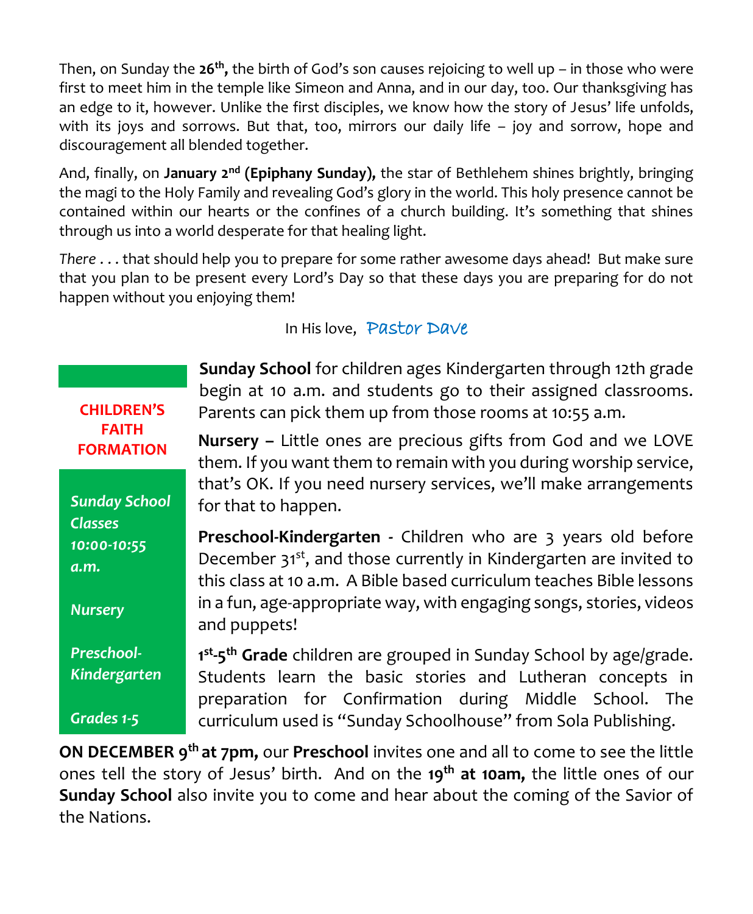Then, on Sunday the **26th,** the birth of God's son causes rejoicing to well up – in those who were first to meet him in the temple like Simeon and Anna, and in our day, too. Our thanksgiving has an edge to it, however. Unlike the first disciples, we know how the story of Jesus' life unfolds, with its joys and sorrows. But that, too, mirrors our daily life – joy and sorrow, hope and discouragement all blended together.

And, finally, on **January 2nd (Epiphany Sunday),** the star of Bethlehem shines brightly, bringing the magi to the Holy Family and revealing God's glory in the world. This holy presence cannot be contained within our hearts or the confines of a church building. It's something that shines through us into a world desperate for that healing light.

*There* . . . that should help you to prepare for some rather awesome days ahead! But make sure that you plan to be present every Lord's Day so that these days you are preparing for do not happen without you enjoying them!

In His love, Pastor Dave

## CHILDREN'S FAITH FORMATION

*Sunday School Classes 10:00-10:55 a.m.*

*Nursery*

*Preschool-Kindergarten*

*Grades 1-5*

**Sunday School** for children ages Kindergarten through 12th grade begin at 10 a.m. and students go to their assigned classrooms. Parents can pick them up from those rooms at 10:55 a.m.

**Nursery –** Little ones are precious gifts from God and we LOVE them. If you want them to remain with you during worship service, that's OK. If you need nursery services, we'll make arrangements for that to happen.

**Preschool-Kindergarten** - Children who are 3 years old before December 31st, and those currently in Kindergarten are invited to this class at 10 a.m. A Bible based curriculum teaches Bible lessons in a fun, age-appropriate way, with engaging songs, stories, videos and puppets!

**1st-5th Grade** children are grouped in Sunday School by age/grade. Students learn the basic stories and Lutheran concepts in preparation for Confirmation during Middle School. The curriculum used is "Sunday Schoolhouse" from Sola Publishing.

**ON DECEMBER 9th at 7pm,** our **Preschool** invites one and all to come to see the little ones tell the story of Jesus' birth. And on the **19th at 10am,** the little ones of our **Sunday School** also invite you to come and hear about the coming of the Savior of the Nations.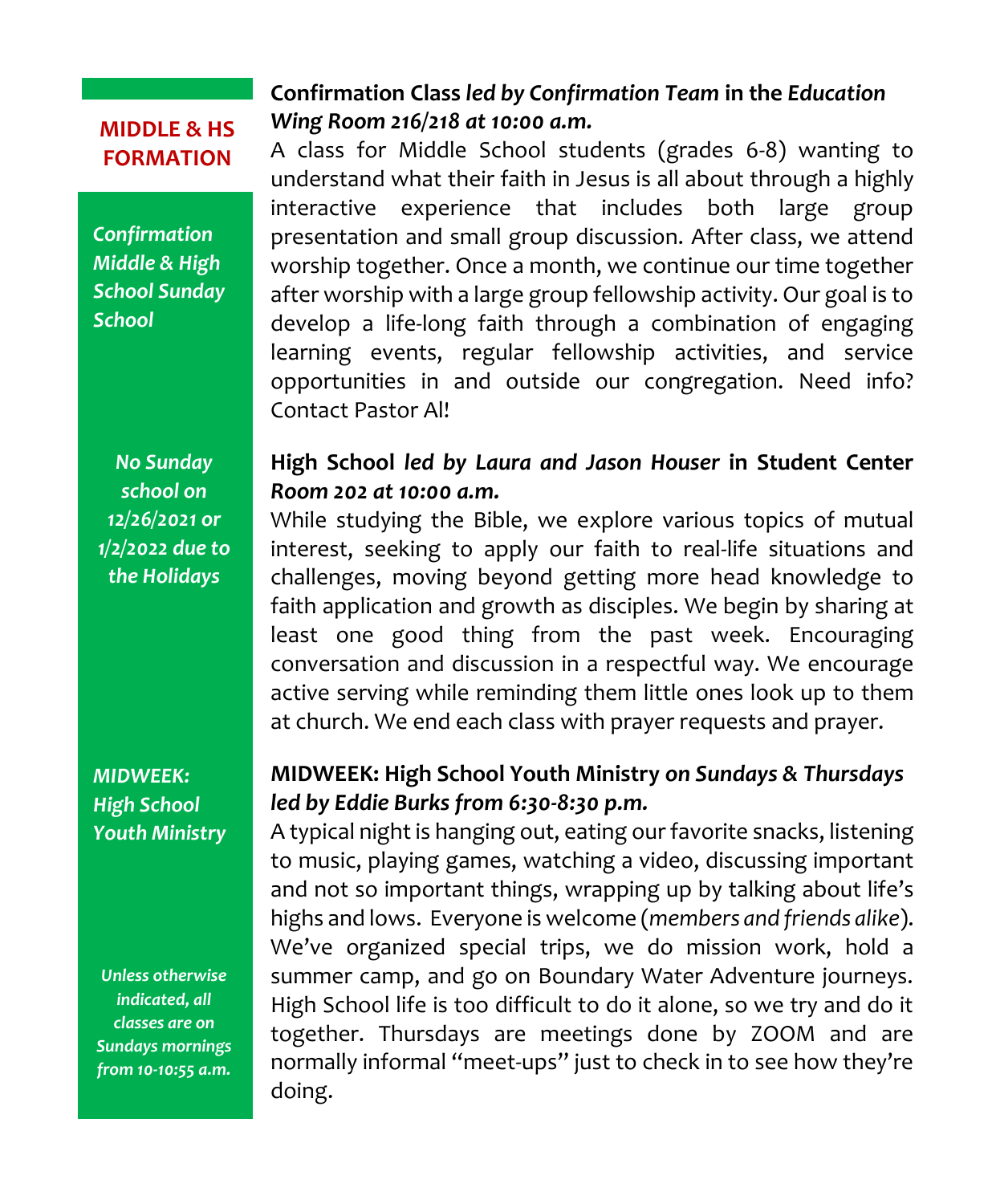## MIDDLE & HS FORMATION

***Confirmation Middle & High School Sunday School***

**Confirmation Class** ***led by Confirmation Team*** **in the** ***Education Wing Room 216/218 at 10:00 a.m.***

A class for Middle School students (grades 6-8) wanting to understand what their faith in Jesus is all about through a highly interactive experience that includes both large group presentation and small group discussion. After class, we attend worship together. Once a month, we continue our time together after worship with a large group fellowship activity. Our goal is to develop a life-long faith through a combination of engaging learning events, regular fellowship activities, and service opportunities in and outside our congregation. Need info? Contact Pastor Al!

***No Sunday school on 12/26/2021 or 1/2/2022 due to the Holidays***

**High School** ***led by Laura and Jason Houser*** **in Student Center** ***Room 202 at 10:00 a.m.***

While studying the Bible, we explore various topics of mutual interest, seeking to apply our faith to real-life situations and challenges, moving beyond getting more head knowledge to faith application and growth as disciples. We begin by sharing at least one good thing from the past week. Encouraging conversation and discussion in a respectful way. We encourage active serving while reminding them little ones look up to them at church. We end each class with prayer requests and prayer.

***MIDWEEK: High School Youth Ministry***

**MIDWEEK: High School Youth Ministry** ***on Sundays & Thursdays led by Eddie Burks from 6:30-8:30 p.m.***

A typical night is hanging out, eating our favorite snacks, listening to music, playing games, watching a video, discussing important and not so important things, wrapping up by talking about life's highs and lows. Everyone is welcome (*members and friends alike*). We've organized special trips, we do mission work, hold a summer camp, and go on Boundary Water Adventure journeys. High School life is too difficult to do it alone, so we try and do it together. Thursdays are meetings done by ZOOM and are normally informal "meet-ups" just to check in to see how they're doing.

***Unless otherwise indicated, all classes are on Sundays mornings from 10-10:55 a.m.***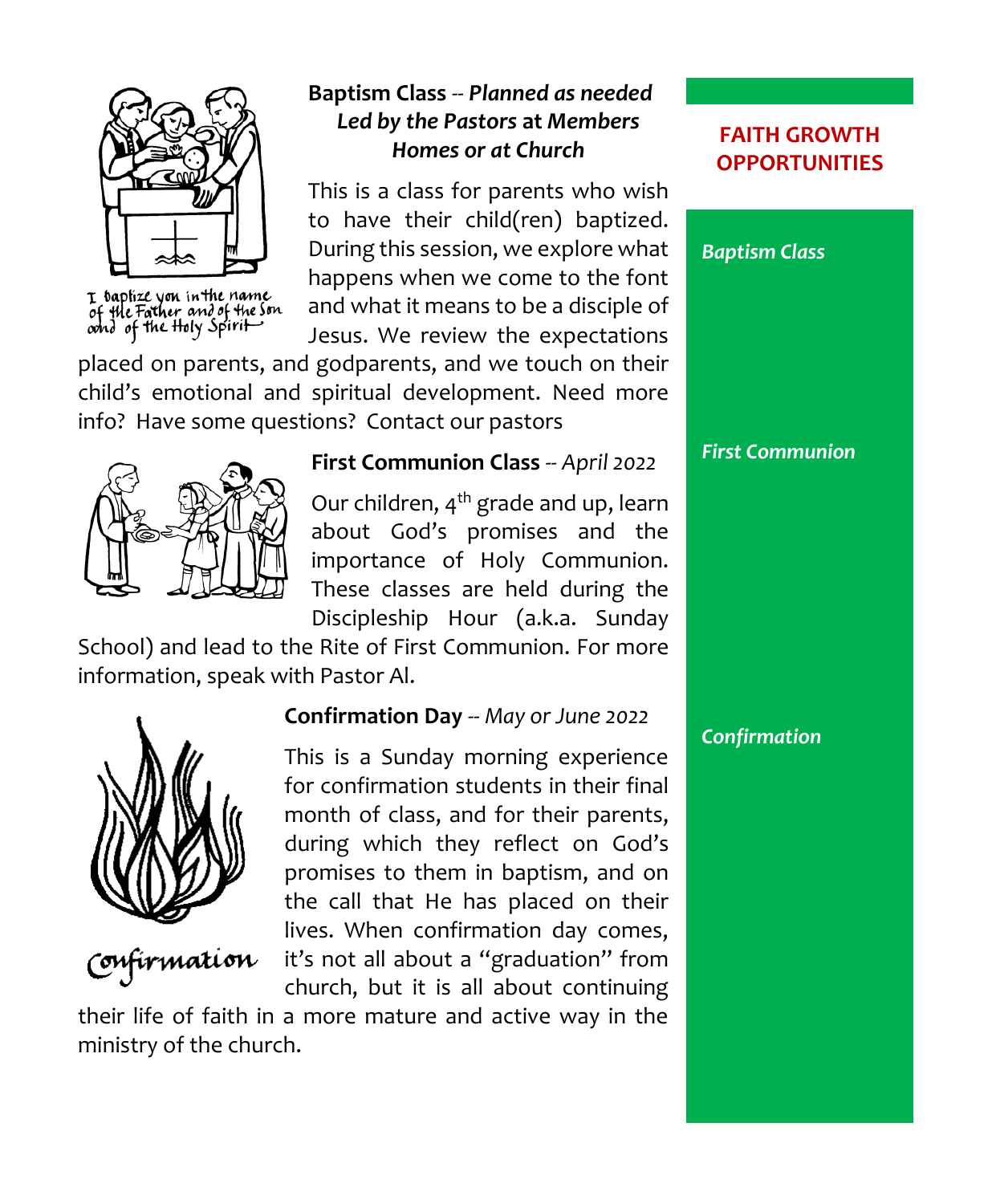## FAITH GROWTH OPPORTUNITIES

*Baptism Class*

*First Communion*

*Confirmation*

### Baptism Class -- *Planned as needed Led by the Pastors* at *Members Homes or at Church*

I baptize you in the name of the Father and of the Son and of the Holy Spirit

This is a class for parents who wish to have their child(ren) baptized. During this session, we explore what happens when we come to the font and what it means to be a disciple of Jesus. We review the expectations placed on parents, and godparents, and we touch on their child's emotional and spiritual development. Need more info? Have some questions? Contact our pastors

### First Communion Class -- *April 2022*

Our children, 4th grade and up, learn about God's promises and the importance of Holy Communion. These classes are held during the Discipleship Hour (a.k.a. Sunday School) and lead to the Rite of First Communion. For more information, speak with Pastor Al.

### Confirmation Day -- *May or June 2022*

Confirmation

This is a Sunday morning experience for confirmation students in their final month of class, and for their parents, during which they reflect on God's promises to them in baptism, and on the call that He has placed on their lives. When confirmation day comes, it's not all about a "graduation" from church, but it is all about continuing their life of faith in a more mature and active way in the ministry of the church.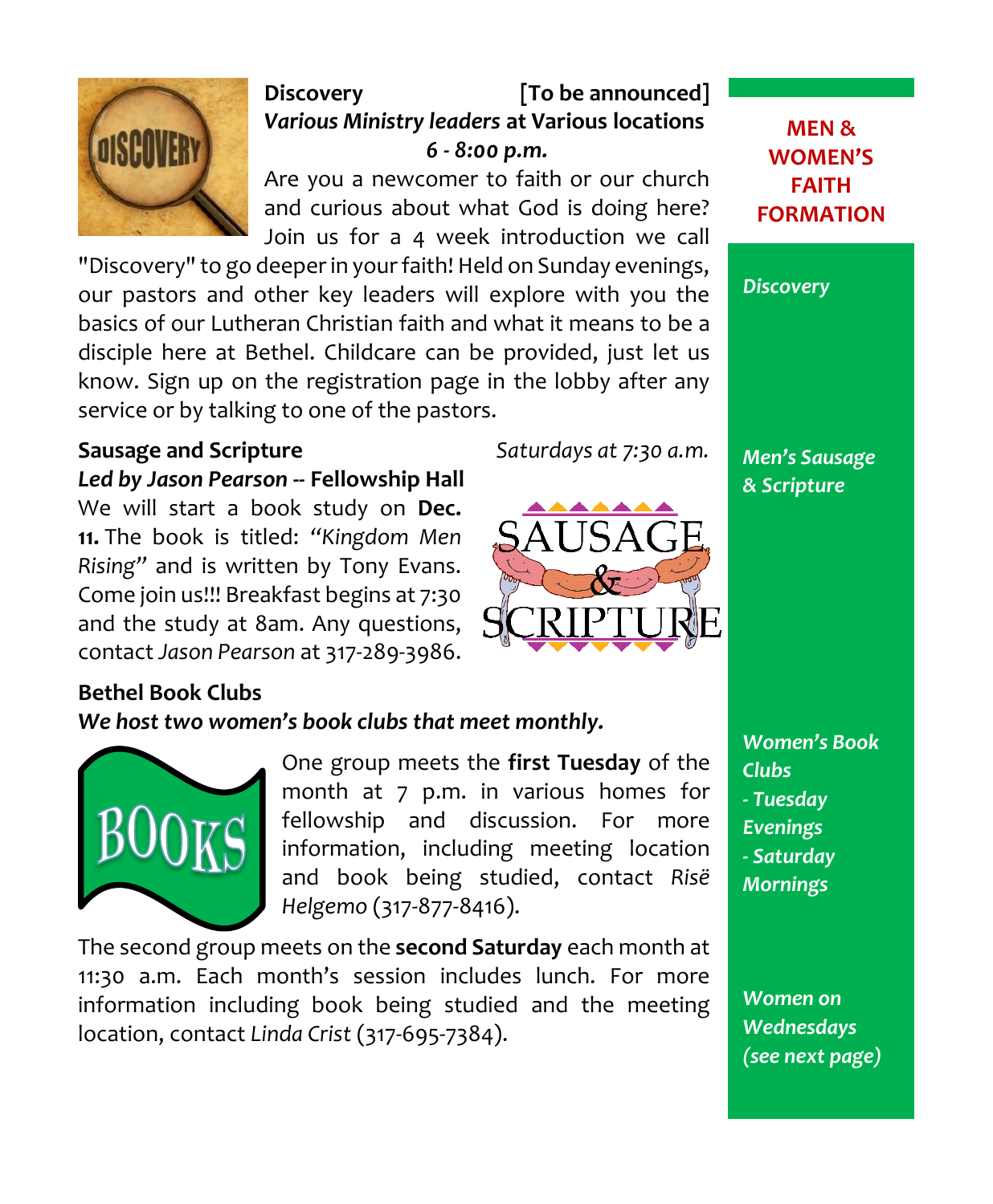## Discovery [To be announced]

***Various Ministry leaders* at Various locations**

***6 - 8:00 p.m.***

Are you a newcomer to faith or our church and curious about what God is doing here? Join us for a 4 week introduction we call "Discovery" to go deeper in your faith! Held on Sunday evenings, our pastors and other key leaders will explore with you the basics of our Lutheran Christian faith and what it means to be a disciple here at Bethel. Childcare can be provided, just let us know. Sign up on the registration page in the lobby after any service or by talking to one of the pastors.

## Sausage and Scripture

*Saturdays at 7:30 a.m.*

***Led by Jason Pearson* -- Fellowship Hall**

We will start a book study on **Dec. 11.** The book is titled: *"Kingdom Men Rising"* and is written by Tony Evans. Come join us!!! Breakfast begins at 7:30 and the study at 8am. Any questions, contact *Jason Pearson* at 317-289-3986.

## Bethel Book Clubs

***We host two women's book clubs that meet monthly.***

One group meets the **first Tuesday** of the month at 7 p.m. in various homes for fellowship and discussion. For more information, including meeting location and book being studied, contact *Risë Helgemo* (317-877-8416).

The second group meets on the **second Saturday** each month at 11:30 a.m. Each month's session includes lunch. For more information including book being studied and the meeting location, contact *Linda Crist* (317-695-7384).

**MEN & WOMEN'S FAITH FORMATION**

*Discovery*

*Men's Sausage & Scripture*

*Women's Book Clubs*
*- Tuesday Evenings*
*- Saturday Mornings*

*Women on Wednesdays (see next page)*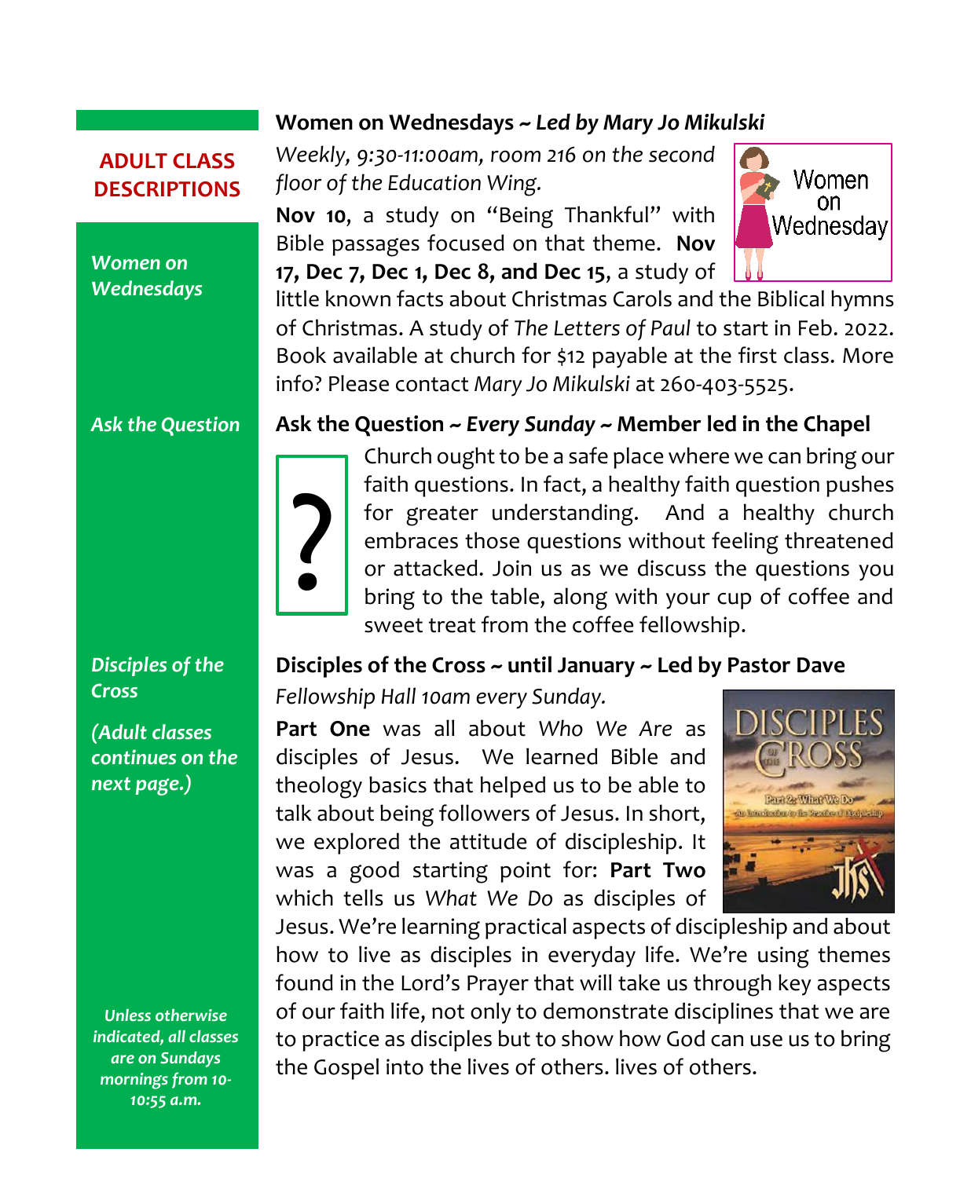## ADULT CLASS DESCRIPTIONS

### Women on Wednesdays ~ *Led by Mary Jo Mikulski*

*Weekly, 9:30-11:00am, room 216 on the second floor of the Education Wing.*

**Nov 10**, a study on "Being Thankful" with Bible passages focused on that theme. **Nov 17, Dec 7, Dec 1, Dec 8, and Dec 15**, a study of little known facts about Christmas Carols and the Biblical hymns of Christmas. A study of *The Letters of Paul* to start in Feb. 2022. Book available at church for $12 payable at the first class. More info? Please contact *Mary Jo Mikulski* at 260-403-5525.

### Ask the Question ~ *Every Sunday* ~ Member led in the Chapel

Church ought to be a safe place where we can bring our faith questions. In fact, a healthy faith question pushes for greater understanding. And a healthy church embraces those questions without feeling threatened or attacked. Join us as we discuss the questions you bring to the table, along with your cup of coffee and sweet treat from the coffee fellowship.

### Disciples of the Cross ~ until January ~ Led by Pastor Dave

*Fellowship Hall 10am every Sunday.*

**Part One** was all about *Who We Are* as disciples of Jesus. We learned Bible and theology basics that helped us to be able to talk about being followers of Jesus. In short, we explored the attitude of discipleship. It was a good starting point for: **Part Two** which tells us *What We Do* as disciples of Jesus. We're learning practical aspects of discipleship and about how to live as disciples in everyday life. We're using themes found in the Lord's Prayer that will take us through key aspects of our faith life, not only to demonstrate disciplines that we are to practice as disciples but to show how God can use us to bring the Gospel into the lives of others. lives of others.

***(Adult classes continues on the next page.)***

***Unless otherwise indicated, all classes are on Sundays mornings from 10-10:55 a.m.***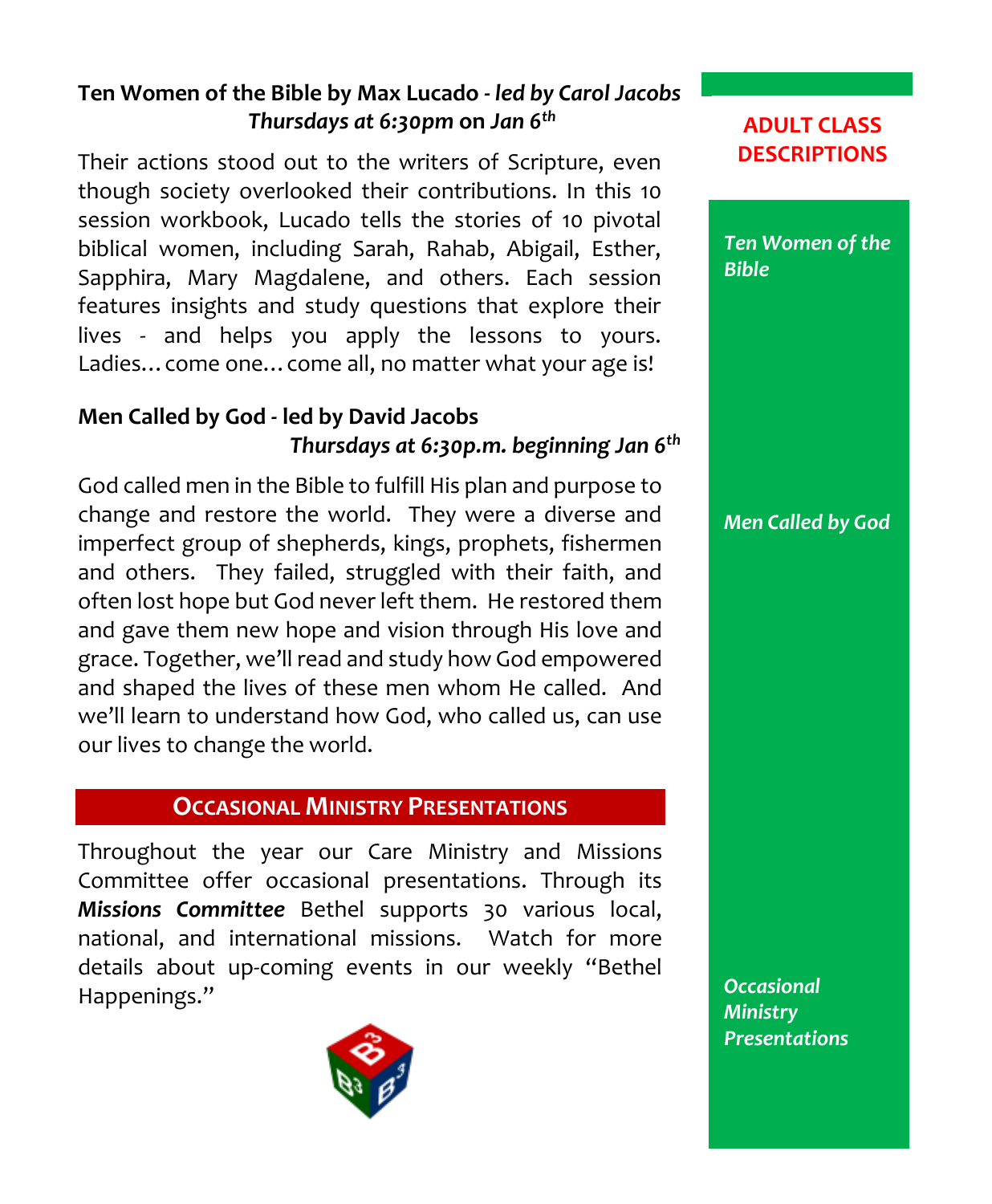## ADULT CLASS DESCRIPTIONS

### Ten Women of the Bible by Max Lucado - *led by Carol Jacobs*

***Thursdays at 6:30pm* on *Jan 6th***

Their actions stood out to the writers of Scripture, even though society overlooked their contributions. In this 10 session workbook, Lucado tells the stories of 10 pivotal biblical women, including Sarah, Rahab, Abigail, Esther, Sapphira, Mary Magdalene, and others. Each session features insights and study questions that explore their lives - and helps you apply the lessons to yours. Ladies… come one… come all, no matter what your age is!

### Men Called by God - led by David Jacobs

***Thursdays at 6:30p.m. beginning Jan 6th***

God called men in the Bible to fulfill His plan and purpose to change and restore the world. They were a diverse and imperfect group of shepherds, kings, prophets, fishermen and others. They failed, struggled with their faith, and often lost hope but God never left them. He restored them and gave them new hope and vision through His love and grace. Together, we'll read and study how God empowered and shaped the lives of these men whom He called. And we'll learn to understand how God, who called us, can use our lives to change the world.

## OCCASIONAL MINISTRY PRESENTATIONS

Throughout the year our Care Ministry and Missions Committee offer occasional presentations. Through its ***Missions Committee*** Bethel supports 30 various local, national, and international missions. Watch for more details about up-coming events in our weekly "Bethel Happenings."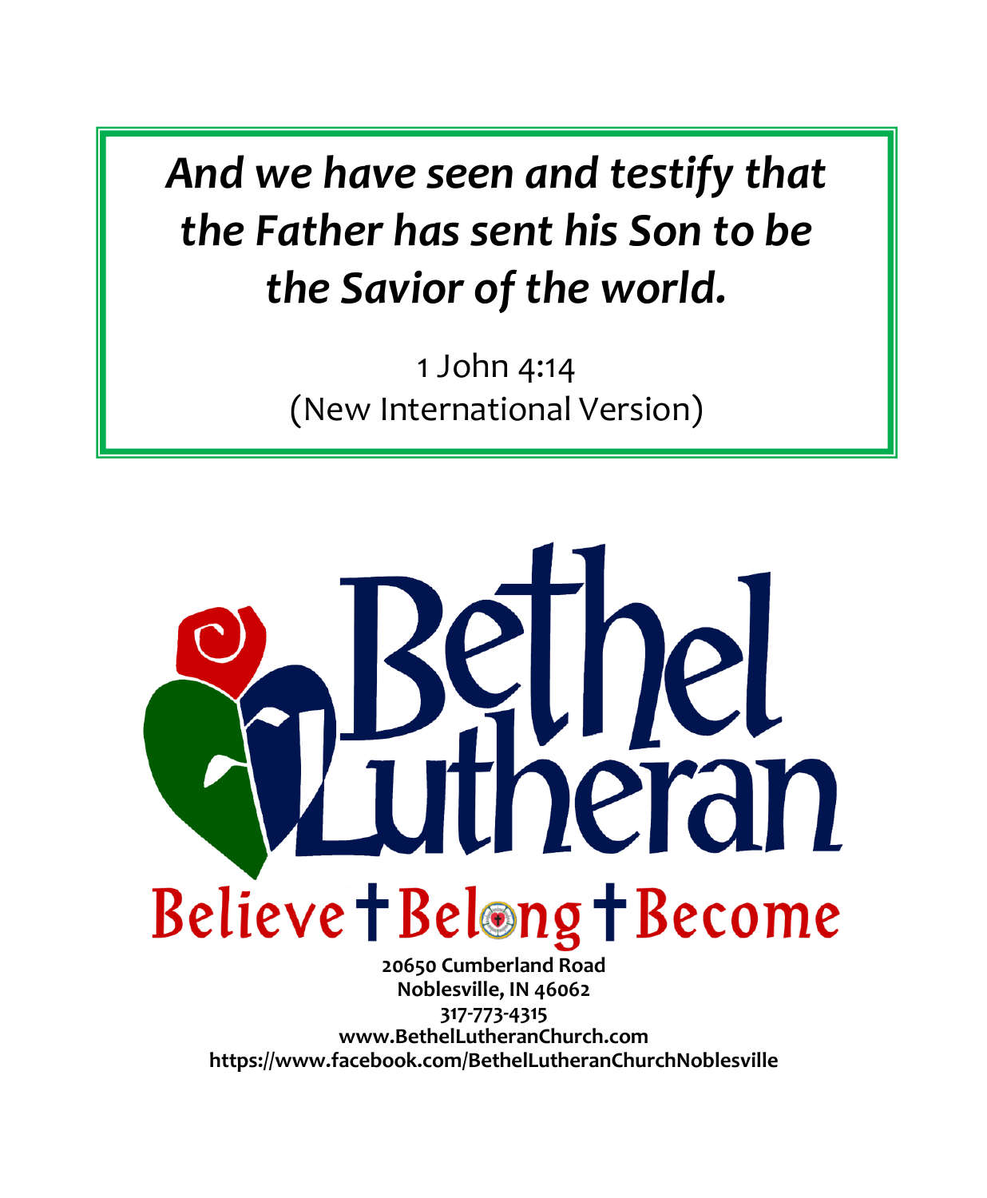***And we have seen and testify that the Father has sent his Son to be the Savior of the world.***

1 John 4:14
(New International Version)

Bethel Lutheran

Believe † Belong † Become

**20650 Cumberland Road**
**Noblesville, IN 46062**
**317-773-4315**
**www.BethelLutheranChurch.com**
**https://www.facebook.com/BethelLutheranChurchNoblesville**